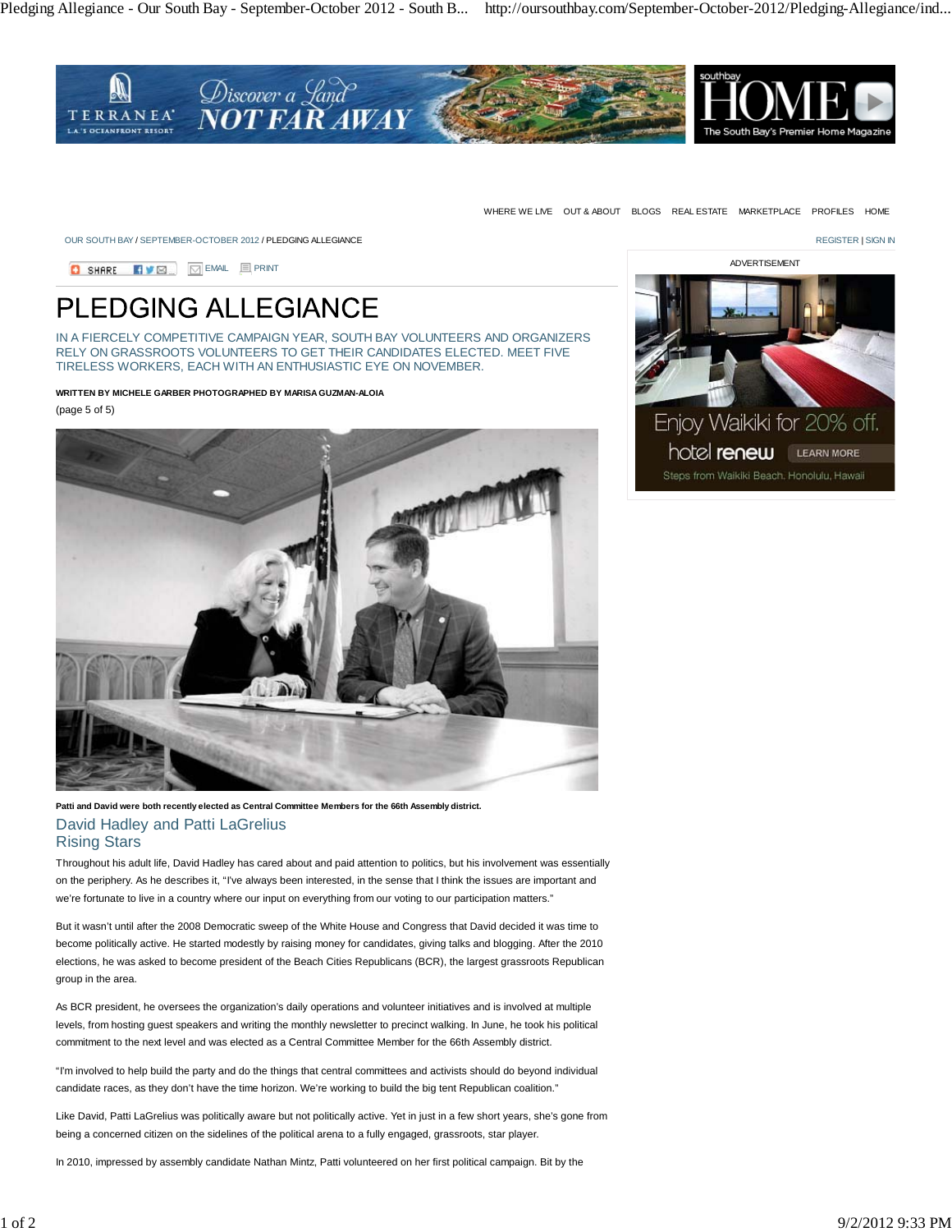WHERE WE LIVE OUT & ABOUT BLOGS REAL ESTATE MARKETPLACE PROFILES HOME

OUR SOUTH BAY / SEPTEMBER-OCTOBER 2012 / PLEDGING ALLEGIANCE

# PLEDGING ALLEGIANCE

IN A FIERCELY COMPETITIVE CAMPAIGN YEAR, SOUTH BAY VOLUNTEERS AND ORGANIZERS RELY ON GRASSROOTS VOLUNTEERS TO GET THEIR CANDIDATES ELECTED. MEET FIVE TIRELESS WORKERS, EACH WITH AN ENTHUSIASTIC EYE ON NOVEMBER.

**WRITTEN BY MICHELE GARBER PHOTOGRAPHED BY MARISA GUZMAN-ALOIA**

(page 5 of 5)

**Patti and David were both recently elected as Central Committee Members for the 66th Assembly district.**

## David Hadley and Patti LaGrelius
## Rising Stars

Throughout his adult life, David Hadley has cared about and paid attention to politics, but his involvement was essentially on the periphery. As he describes it, "I've always been interested, in the sense that I think the issues are important and we're fortunate to live in a country where our input on everything from our voting to our participation matters."

But it wasn't until after the 2008 Democratic sweep of the White House and Congress that David decided it was time to become politically active. He started modestly by raising money for candidates, giving talks and blogging. After the 2010 elections, he was asked to become president of the Beach Cities Republicans (BCR), the largest grassroots Republican group in the area.

As BCR president, he oversees the organization's daily operations and volunteer initiatives and is involved at multiple levels, from hosting guest speakers and writing the monthly newsletter to precinct walking. In June, he took his political commitment to the next level and was elected as a Central Committee Member for the 66th Assembly district.

"I'm involved to help build the party and do the things that central committees and activists should do beyond individual candidate races, as they don't have the time horizon. We're working to build the big tent Republican coalition."

Like David, Patti LaGrelius was politically aware but not politically active. Yet in just in a few short years, she's gone from being a concerned citizen on the sidelines of the political arena to a fully engaged, grassroots, star player.

In 2010, impressed by assembly candidate Nathan Mintz, Patti volunteered on her first political campaign. Bit by the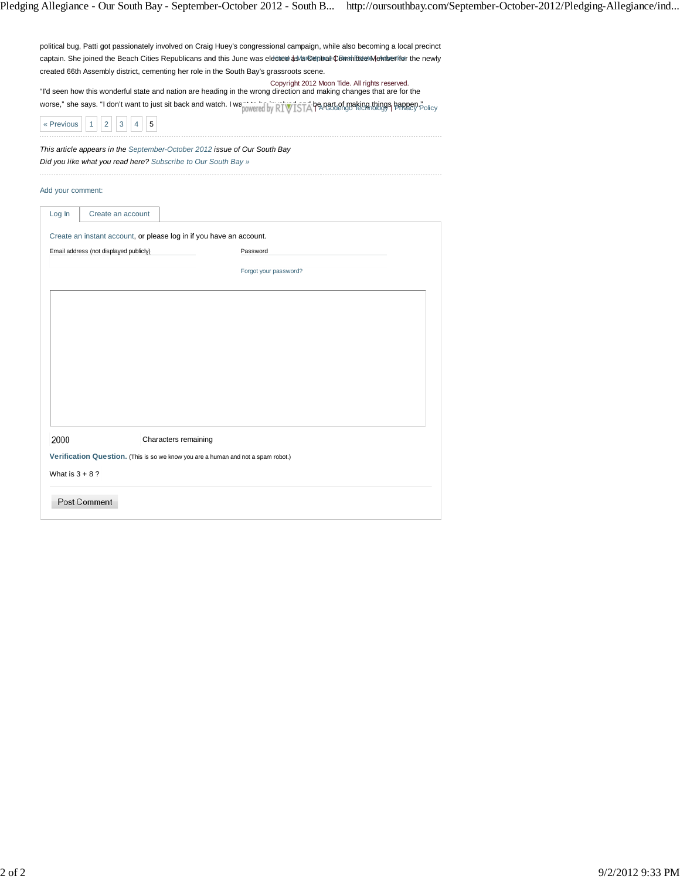political bug, Patti got passionately involved on Craig Huey's congressional campaign, while also becoming a local precinct captain. She joined the Beach Cities Republicans and this June was elected as a Central Committee Member for the newly created 66th Assembly district, cementing her role in the South Bay's grassroots scene.

"I'd seen how this wonderful state and nation are heading in the wrong direction and making changes that are for the worse," she says. "I don't want to just sit back and watch. I want to be involved and be part of making things happen."

« Previous 1 2 3 4 5

---

*This article appears in the September-October 2012 issue of Our South Bay*

*Did you like what you read here? Subscribe to Our South Bay »*

---

Add your comment:

Log In | Create an account

Create an instant account, or please log in if you have an account.

Email address (not displayed publicly)

Password

Forgot your password?

2000 Characters remaining

**Verification Question.** (This is so we know you are a human and not a spam robot.)

What is 3 + 8 ?

Post Comment

Copyright 2012 Moon Tide. All rights reserved.

powered by RIVISTA | A Godengo Technology | Privacy Policy